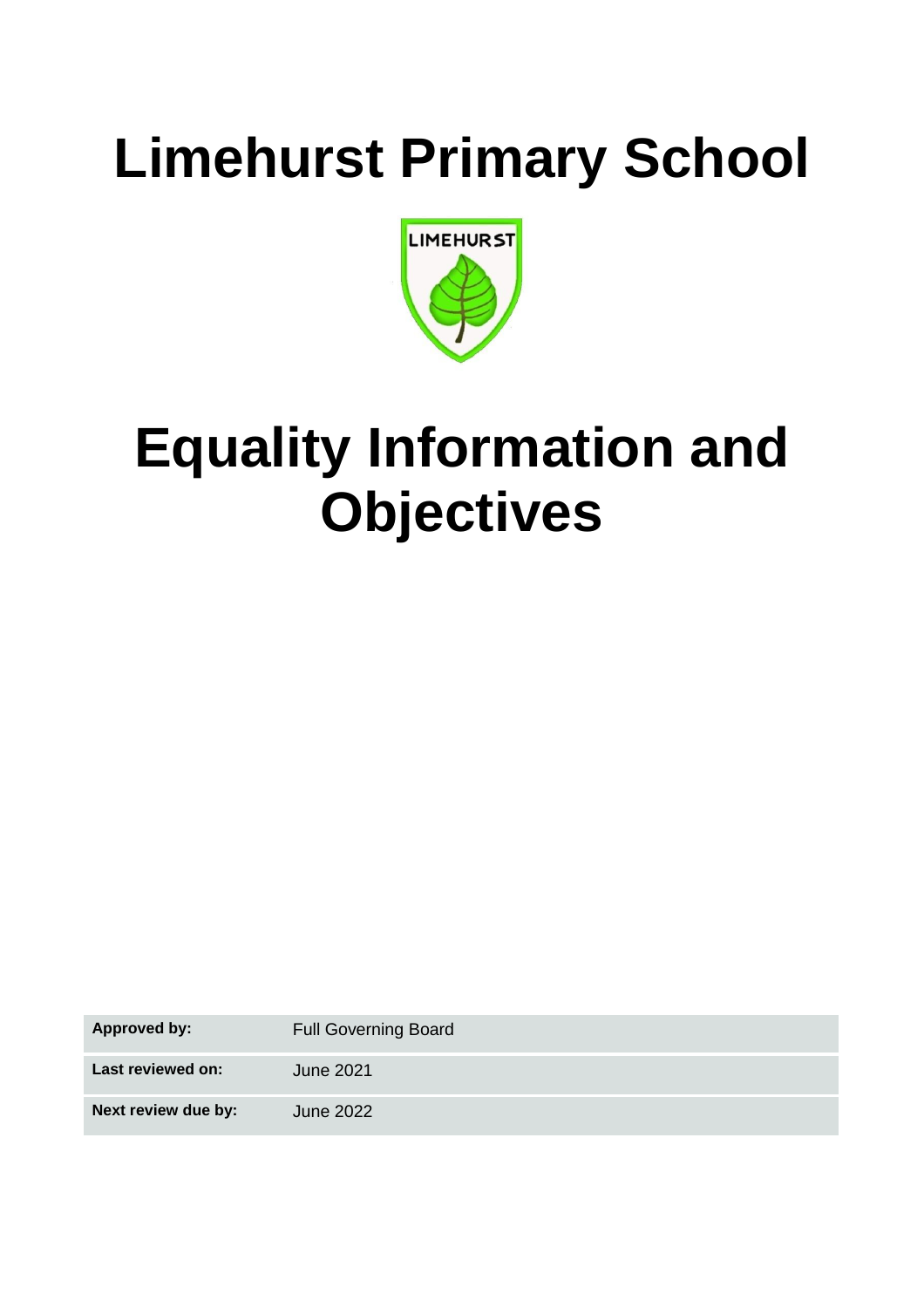# Limehurst Primary School

# Equality Information and Objectives

| **Approved by:** | Full Governing Board |
|---|---|
| **Last reviewed on:** | June 2021 |
| **Next review due by:** | June 2022 |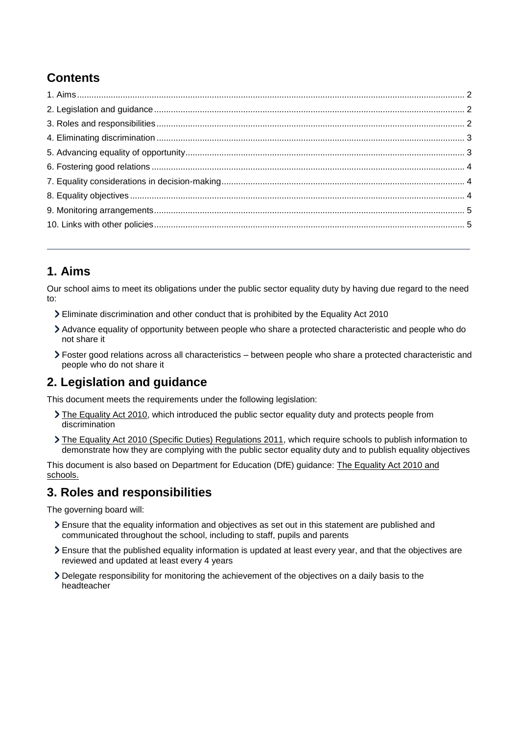## Contents

1. Aims ..... 2
2. Legislation and guidance ..... 2
3. Roles and responsibilities ..... 2
4. Eliminating discrimination ..... 3
5. Advancing equality of opportunity ..... 3
6. Fostering good relations ..... 4
7. Equality considerations in decision-making ..... 4
8. Equality objectives ..... 4
9. Monitoring arrangements ..... 5
10. Links with other policies ..... 5

---

## 1. Aims

Our school aims to meet its obligations under the public sector equality duty by having due regard to the need to:

- Eliminate discrimination and other conduct that is prohibited by the Equality Act 2010
- Advance equality of opportunity between people who share a protected characteristic and people who do not share it
- Foster good relations across all characteristics – between people who share a protected characteristic and people who do not share it

## 2. Legislation and guidance

This document meets the requirements under the following legislation:

- The Equality Act 2010, which introduced the public sector equality duty and protects people from discrimination
- The Equality Act 2010 (Specific Duties) Regulations 2011, which require schools to publish information to demonstrate how they are complying with the public sector equality duty and to publish equality objectives

This document is also based on Department for Education (DfE) guidance: The Equality Act 2010 and schools.

## 3. Roles and responsibilities

The governing board will:

- Ensure that the equality information and objectives as set out in this statement are published and communicated throughout the school, including to staff, pupils and parents
- Ensure that the published equality information is updated at least every year, and that the objectives are reviewed and updated at least every 4 years
- Delegate responsibility for monitoring the achievement of the objectives on a daily basis to the headteacher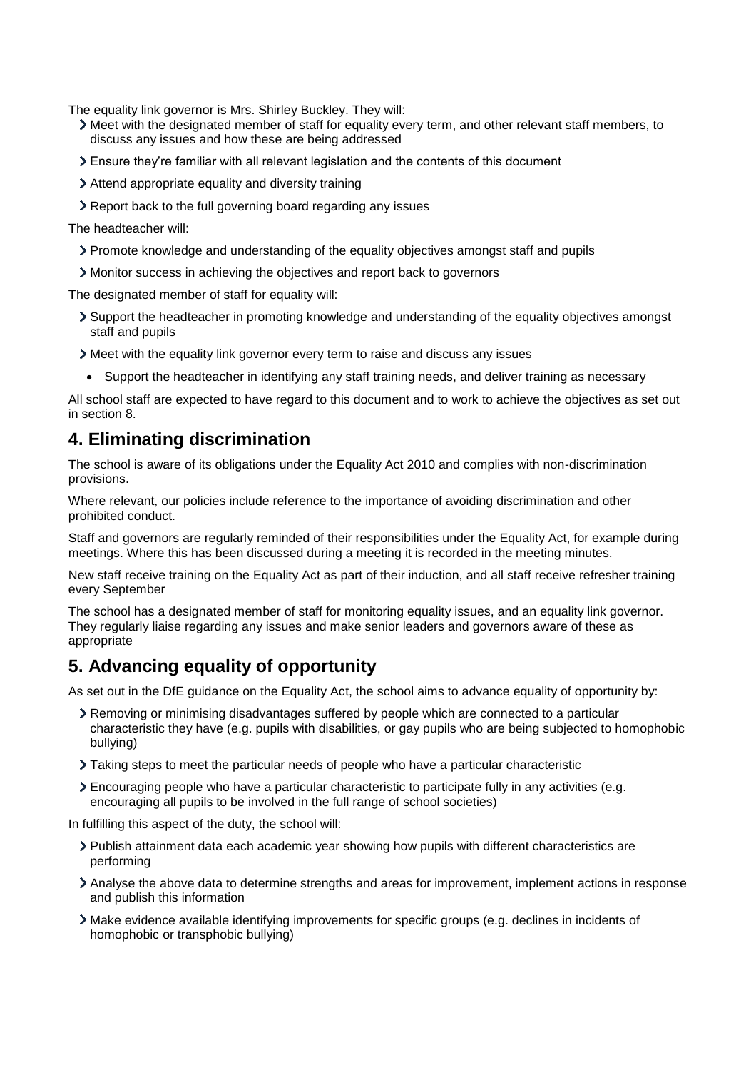The equality link governor is Mrs. Shirley Buckley. They will:

- Meet with the designated member of staff for equality every term, and other relevant staff members, to discuss any issues and how these are being addressed
- Ensure they're familiar with all relevant legislation and the contents of this document
- Attend appropriate equality and diversity training
- Report back to the full governing board regarding any issues

The headteacher will:

- Promote knowledge and understanding of the equality objectives amongst staff and pupils
- Monitor success in achieving the objectives and report back to governors

The designated member of staff for equality will:

- Support the headteacher in promoting knowledge and understanding of the equality objectives amongst staff and pupils
- Meet with the equality link governor every term to raise and discuss any issues
- Support the headteacher in identifying any staff training needs, and deliver training as necessary

All school staff are expected to have regard to this document and to work to achieve the objectives as set out in section 8.

## 4. Eliminating discrimination

The school is aware of its obligations under the Equality Act 2010 and complies with non-discrimination provisions.

Where relevant, our policies include reference to the importance of avoiding discrimination and other prohibited conduct.

Staff and governors are regularly reminded of their responsibilities under the Equality Act, for example during meetings. Where this has been discussed during a meeting it is recorded in the meeting minutes.

New staff receive training on the Equality Act as part of their induction, and all staff receive refresher training every September

The school has a designated member of staff for monitoring equality issues, and an equality link governor. They regularly liaise regarding any issues and make senior leaders and governors aware of these as appropriate

## 5. Advancing equality of opportunity

As set out in the DfE guidance on the Equality Act, the school aims to advance equality of opportunity by:

- Removing or minimising disadvantages suffered by people which are connected to a particular characteristic they have (e.g. pupils with disabilities, or gay pupils who are being subjected to homophobic bullying)
- Taking steps to meet the particular needs of people who have a particular characteristic
- Encouraging people who have a particular characteristic to participate fully in any activities (e.g. encouraging all pupils to be involved in the full range of school societies)

In fulfilling this aspect of the duty, the school will:

- Publish attainment data each academic year showing how pupils with different characteristics are performing
- Analyse the above data to determine strengths and areas for improvement, implement actions in response and publish this information
- Make evidence available identifying improvements for specific groups (e.g. declines in incidents of homophobic or transphobic bullying)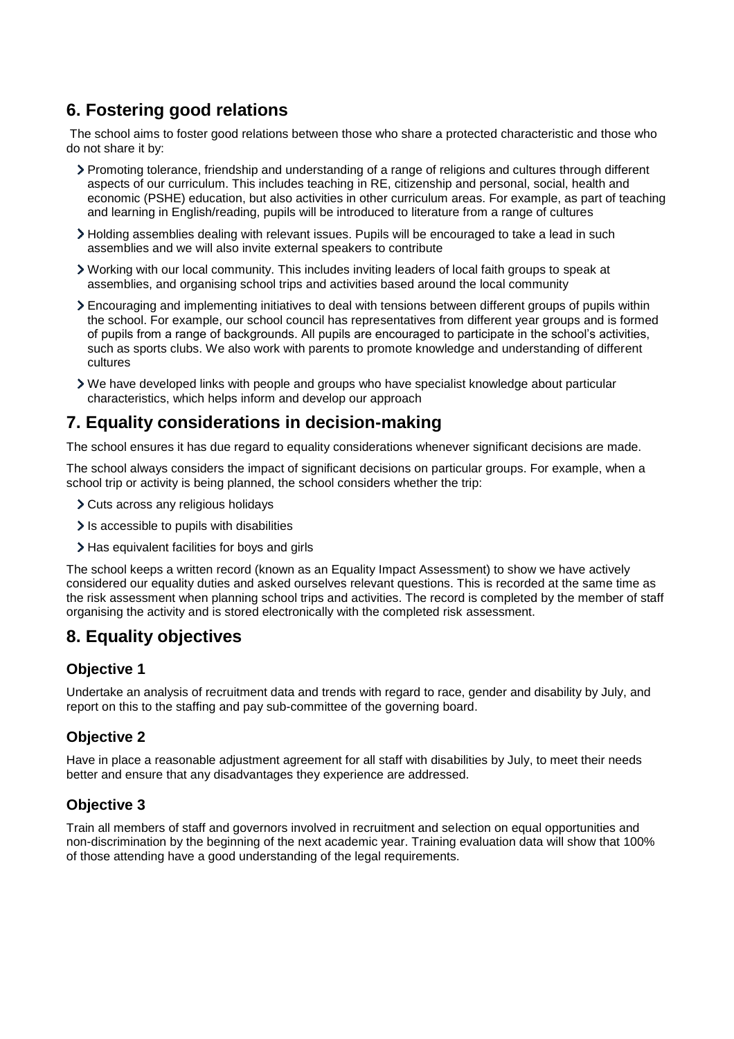## 6. Fostering good relations

The school aims to foster good relations between those who share a protected characteristic and those who do not share it by:

- Promoting tolerance, friendship and understanding of a range of religions and cultures through different aspects of our curriculum. This includes teaching in RE, citizenship and personal, social, health and economic (PSHE) education, but also activities in other curriculum areas. For example, as part of teaching and learning in English/reading, pupils will be introduced to literature from a range of cultures
- Holding assemblies dealing with relevant issues. Pupils will be encouraged to take a lead in such assemblies and we will also invite external speakers to contribute
- Working with our local community. This includes inviting leaders of local faith groups to speak at assemblies, and organising school trips and activities based around the local community
- Encouraging and implementing initiatives to deal with tensions between different groups of pupils within the school. For example, our school council has representatives from different year groups and is formed of pupils from a range of backgrounds. All pupils are encouraged to participate in the school's activities, such as sports clubs. We also work with parents to promote knowledge and understanding of different cultures
- We have developed links with people and groups who have specialist knowledge about particular characteristics, which helps inform and develop our approach

## 7. Equality considerations in decision-making

The school ensures it has due regard to equality considerations whenever significant decisions are made.

The school always considers the impact of significant decisions on particular groups. For example, when a school trip or activity is being planned, the school considers whether the trip:

- Cuts across any religious holidays
- Is accessible to pupils with disabilities
- Has equivalent facilities for boys and girls

The school keeps a written record (known as an Equality Impact Assessment) to show we have actively considered our equality duties and asked ourselves relevant questions. This is recorded at the same time as the risk assessment when planning school trips and activities. The record is completed by the member of staff organising the activity and is stored electronically with the completed risk assessment.

## 8. Equality objectives

### Objective 1

Undertake an analysis of recruitment data and trends with regard to race, gender and disability by July, and report on this to the staffing and pay sub-committee of the governing board.

### Objective 2

Have in place a reasonable adjustment agreement for all staff with disabilities by July, to meet their needs better and ensure that any disadvantages they experience are addressed.

### Objective 3

Train all members of staff and governors involved in recruitment and selection on equal opportunities and non-discrimination by the beginning of the next academic year. Training evaluation data will show that 100% of those attending have a good understanding of the legal requirements.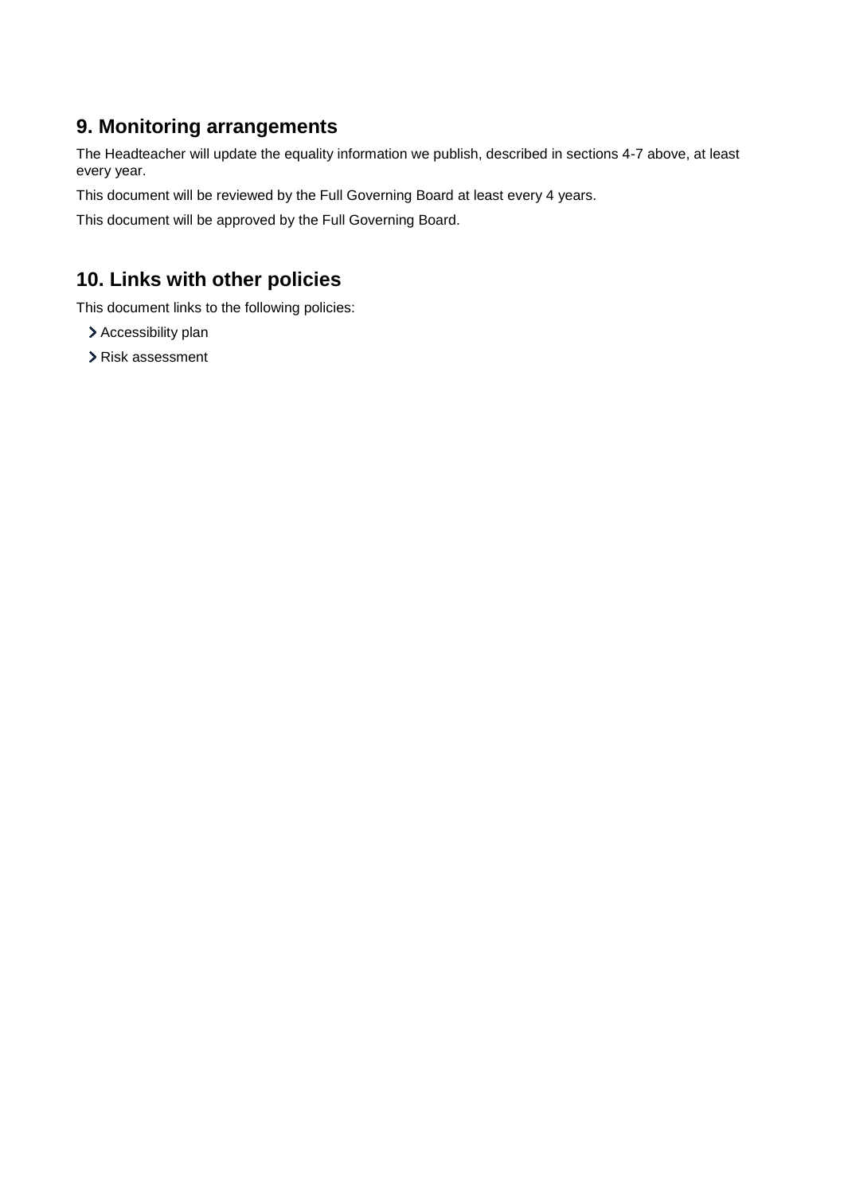## 9. Monitoring arrangements

The Headteacher will update the equality information we publish, described in sections 4-7 above, at least every year.

This document will be reviewed by the Full Governing Board at least every 4 years.

This document will be approved by the Full Governing Board.

## 10. Links with other policies

This document links to the following policies:

- Accessibility plan
- Risk assessment